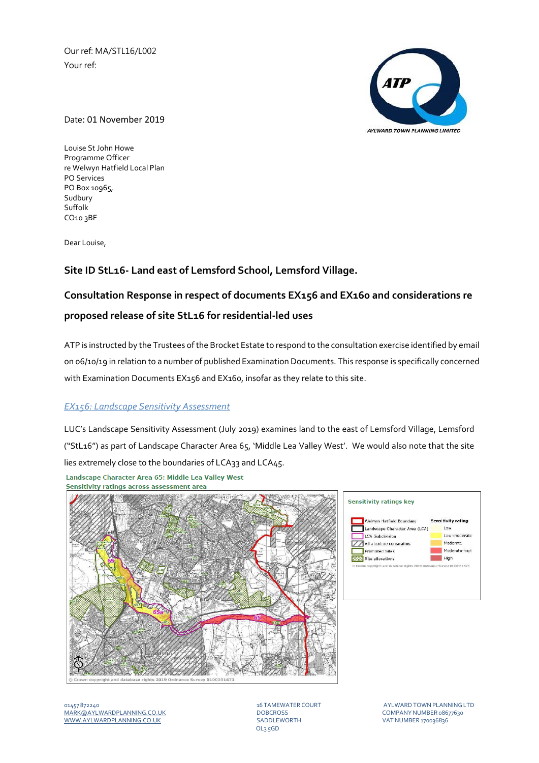Our ref: MA/STL16/L002

Your ref:

Date: 01 November 2019

Louise St John Howe
Programme Officer
re Welwyn Hatfield Local Plan
PO Services
PO Box 10965,
Sudbury
Suffolk
CO10 3BF

Dear Louise,

## Site ID StL16- Land east of Lemsford School, Lemsford Village.

## Consultation Response in respect of documents EX156 and EX160 and considerations re proposed release of site StL16 for residential-led uses

ATP is instructed by the Trustees of the Brocket Estate to respond to the consultation exercise identified by email on 06/10/19 in relation to a number of published Examination Documents. This response is specifically concerned with Examination Documents EX156 and EX160, insofar as they relate to this site.

### *EX156: Landscape Sensitivity Assessment*

LUC's Landscape Sensitivity Assessment (July 2019) examines land to the east of Lemsford Village, Lemsford ("StL16") as part of Landscape Character Area 65, 'Middle Lea Valley West'. We would also note that the site lies extremely close to the boundaries of LCA33 and LCA45.

**Landscape Character Area 65: Middle Lea Valley West**
**Sensitivity ratings across assessment area**

**Sensitivity ratings key**

| | Sensitivity rating |
|---|---|
| Welwyn Hatfield Boundary | Low |
| Landscape Character Area (LCA) | Low-moderate |
| LCA Subdivision | Moderate |
| All absolute constraints | Moderate-high |
| Promoted Sites | High |
| Site allocations | |

© Crown copyright and database rights 2019 Ordnance Survey 0100031673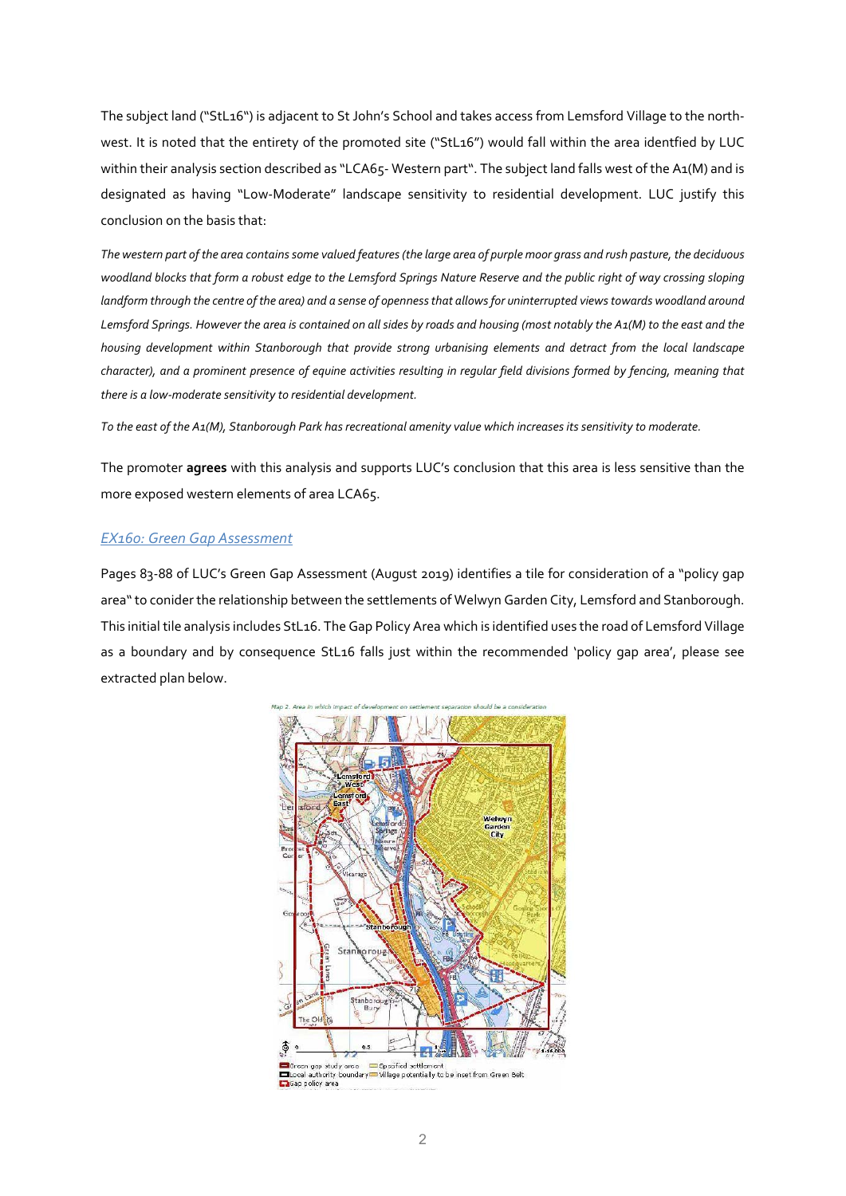The subject land ("StL16") is adjacent to St John's School and takes access from Lemsford Village to the north-west. It is noted that the entirety of the promoted site ("StL16") would fall within the area identfied by LUC within their analysis section described as "LCA65- Western part". The subject land falls west of the A1(M) and is designated as having "Low-Moderate" landscape sensitivity to residential development. LUC justify this conclusion on the basis that:

*The western part of the area contains some valued features (the large area of purple moor grass and rush pasture, the deciduous woodland blocks that form a robust edge to the Lemsford Springs Nature Reserve and the public right of way crossing sloping landform through the centre of the area) and a sense of openness that allows for uninterrupted views towards woodland around Lemsford Springs. However the area is contained on all sides by roads and housing (most notably the A1(M) to the east and the housing development within Stanborough that provide strong urbanising elements and detract from the local landscape character), and a prominent presence of equine activities resulting in regular field divisions formed by fencing, meaning that there is a low-moderate sensitivity to residential development.*

*To the east of the A1(M), Stanborough Park has recreational amenity value which increases its sensitivity to moderate.*

The promoter **agrees** with this analysis and supports LUC's conclusion that this area is less sensitive than the more exposed western elements of area LCA65.

## *EX160: Green Gap Assessment*

Pages 83-88 of LUC's Green Gap Assessment (August 2019) identifies a tile for consideration of a "policy gap area" to conider the relationship between the settlements of Welwyn Garden City, Lemsford and Stanborough. This initial tile analysis includes StL16. The Gap Policy Area which is identified uses the road of Lemsford Village as a boundary and by consequence StL16 falls just within the recommended 'policy gap area', please see extracted plan below.

Map 2. Area in which impact of development on settlement separation should be a consideration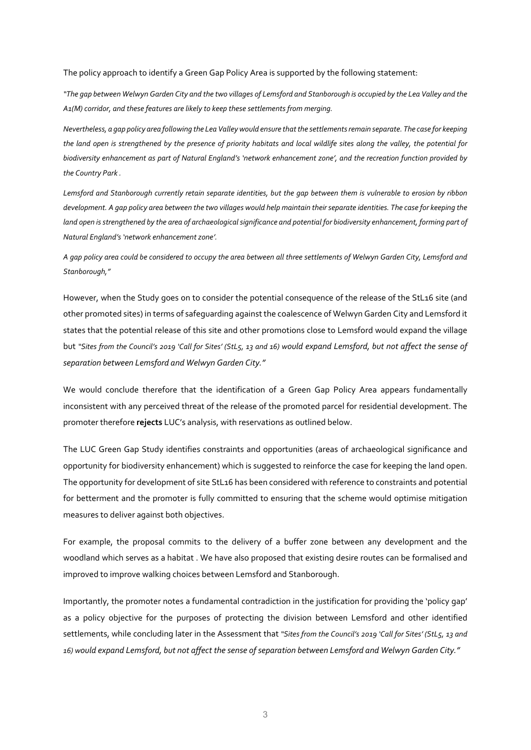The policy approach to identify a Green Gap Policy Area is supported by the following statement:

*"The gap between Welwyn Garden City and the two villages of Lemsford and Stanborough is occupied by the Lea Valley and the A1(M) corridor, and these features are likely to keep these settlements from merging.*

*Nevertheless, a gap policy area following the Lea Valley would ensure that the settlements remain separate. The case for keeping the land open is strengthened by the presence of priority habitats and local wildlife sites along the valley, the potential for biodiversity enhancement as part of Natural England's 'network enhancement zone', and the recreation function provided by the Country Park .*

*Lemsford and Stanborough currently retain separate identities, but the gap between them is vulnerable to erosion by ribbon development. A gap policy area between the two villages would help maintain their separate identities. The case for keeping the land open is strengthened by the area of archaeological significance and potential for biodiversity enhancement, forming part of Natural England's 'network enhancement zone'.*

*A gap policy area could be considered to occupy the area between all three settlements of Welwyn Garden City, Lemsford and Stanborough,"*

However, when the Study goes on to consider the potential consequence of the release of the StL16 site (and other promoted sites) in terms of safeguarding against the coalescence of Welwyn Garden City and Lemsford it states that the potential release of this site and other promotions close to Lemsford would expand the village but *"Sites from the Council's 2019 'Call for Sites' (StL5, 13 and 16) would expand Lemsford, but not affect the sense of separation between Lemsford and Welwyn Garden City."*

We would conclude therefore that the identification of a Green Gap Policy Area appears fundamentally inconsistent with any perceived threat of the release of the promoted parcel for residential development. The promoter therefore **rejects** LUC's analysis, with reservations as outlined below.

The LUC Green Gap Study identifies constraints and opportunities (areas of archaeological significance and opportunity for biodiversity enhancement) which is suggested to reinforce the case for keeping the land open. The opportunity for development of site StL16 has been considered with reference to constraints and potential for betterment and the promoter is fully committed to ensuring that the scheme would optimise mitigation measures to deliver against both objectives.

For example, the proposal commits to the delivery of a buffer zone between any development and the woodland which serves as a habitat . We have also proposed that existing desire routes can be formalised and improved to improve walking choices between Lemsford and Stanborough.

Importantly, the promoter notes a fundamental contradiction in the justification for providing the 'policy gap' as a policy objective for the purposes of protecting the division between Lemsford and other identified settlements, while concluding later in the Assessment that *"Sites from the Council's 2019 'Call for Sites' (StL5, 13 and 16) would expand Lemsford, but not affect the sense of separation between Lemsford and Welwyn Garden City."*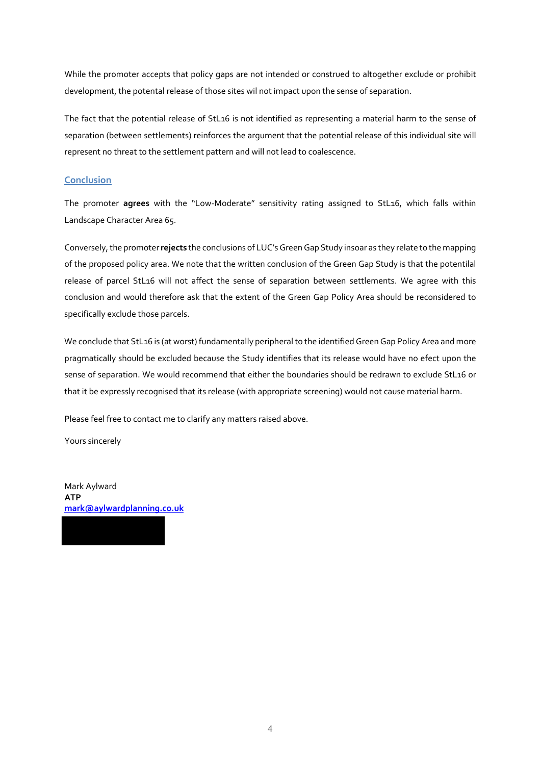While the promoter accepts that policy gaps are not intended or construed to altogether exclude or prohibit development, the potental release of those sites wil not impact upon the sense of separation.

The fact that the potential release of StL16 is not identified as representing a material harm to the sense of separation (between settlements) reinforces the argument that the potential release of this individual site will represent no threat to the settlement pattern and will not lead to coalescence.

## Conclusion

The promoter **agrees** with the "Low-Moderate" sensitivity rating assigned to StL16, which falls within Landscape Character Area 65.

Conversely, the promoter **rejects** the conclusions of LUC's Green Gap Study insoar as they relate to the mapping of the proposed policy area. We note that the written conclusion of the Green Gap Study is that the potentilal release of parcel StL16 will not affect the sense of separation between settlements. We agree with this conclusion and would therefore ask that the extent of the Green Gap Policy Area should be reconsidered to specifically exclude those parcels.

We conclude that StL16 is (at worst) fundamentally peripheral to the identified Green Gap Policy Area and more pragmatically should be excluded because the Study identifies that its release would have no efect upon the sense of separation. We would recommend that either the boundaries should be redrawn to exclude StL16 or that it be expressly recognised that its release (with appropriate screening) would not cause material harm.

Please feel free to contact me to clarify any matters raised above.

Yours sincerely

Mark Aylward
**ATP**
**mark@aylwardplanning.co.uk**